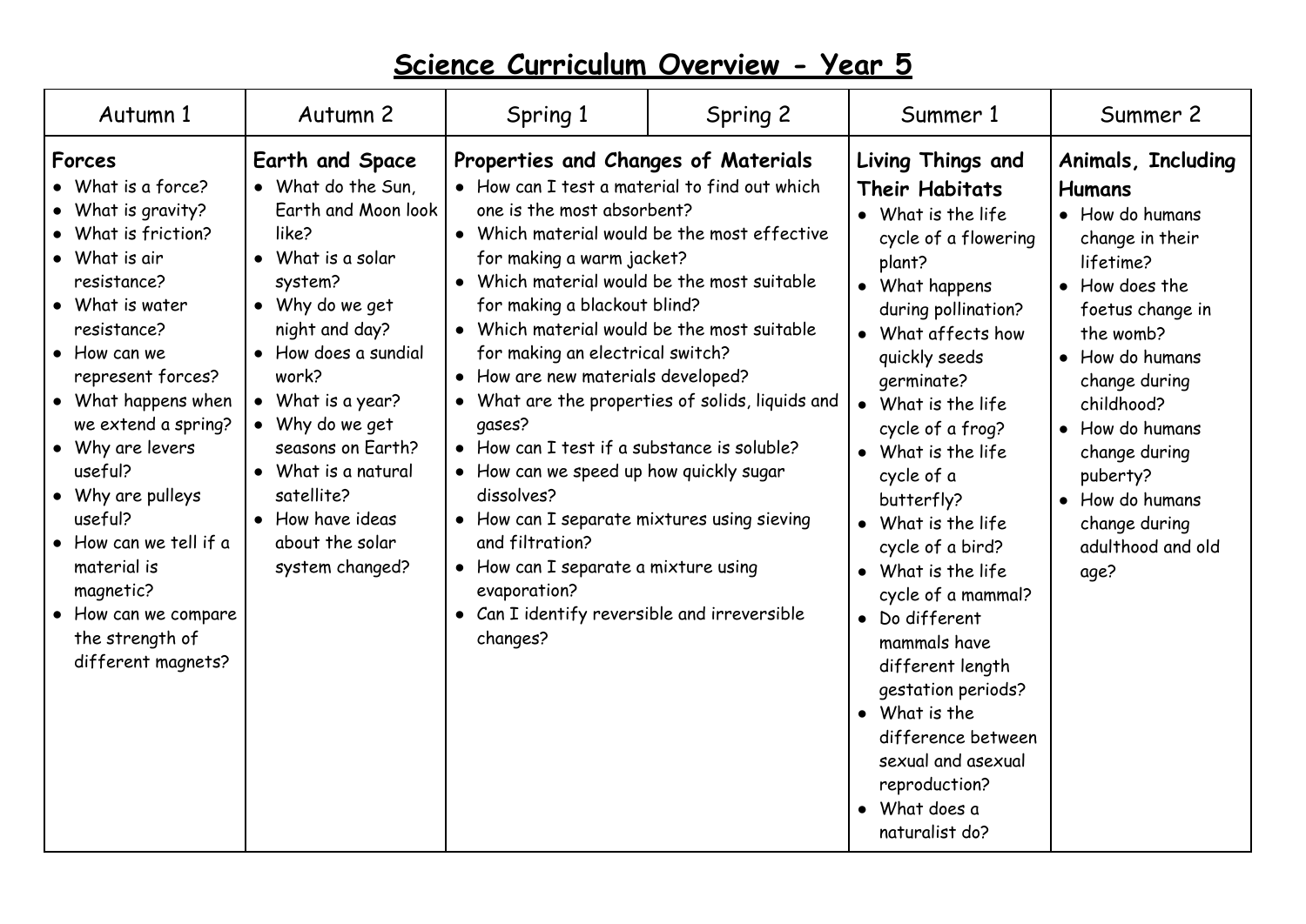# Science Curriculum Overview - Year 5

| Autumn 1 | Autumn 2 | Spring 1 | Spring 2 | Summer 1 | Summer 2 |
|---|---|---|---|---|---|
| **Forces**<br>• What is a force?<br>• What is gravity?<br>• What is friction?<br>• What is air resistance?<br>• What is water resistance?<br>• How can we represent forces?<br>• What happens when we extend a spring?<br>• Why are levers useful?<br>• Why are pulleys useful?<br>• How can we tell if a material is magnetic?<br>• How can we compare the strength of different magnets? | **Earth and Space**<br>• What do the Sun, Earth and Moon look like?<br>• What is a solar system?<br>• Why do we get night and day?<br>• How does a sundial work?<br>• What is a year?<br>• Why do we get seasons on Earth?<br>• What is a natural satellite?<br>• How have ideas about the solar system changed? | **Properties and Changes of Materials**<br>• How can I test a material to find out which one is the most absorbent?<br>• Which material would be the most effective for making a warm jacket?<br>• Which material would be the most suitable for making a blackout blind?<br>• Which material would be the most suitable for making an electrical switch?<br>• How are new materials developed?<br>• What are the properties of solids, liquids and gases?<br>• How can I test if a substance is soluble?<br>• How can we speed up how quickly sugar dissolves?<br>• How can I separate mixtures using sieving and filtration?<br>• How can I separate a mixture using evaporation?<br>• Can I identify reversible and irreversible changes? | | **Living Things and Their Habitats**<br>• What is the life cycle of a flowering plant?<br>• What happens during pollination?<br>• What affects how quickly seeds germinate?<br>• What is the life cycle of a frog?<br>• What is the life cycle of a butterfly?<br>• What is the life cycle of a bird?<br>• What is the life cycle of a mammal?<br>• Do different mammals have different length gestation periods?<br>• What is the difference between sexual and asexual reproduction?<br>• What does a naturalist do? | **Animals, Including Humans**<br>• How do humans change in their lifetime?<br>• How does the foetus change in the womb?<br>• How do humans change during childhood?<br>• How do humans change during puberty?<br>• How do humans change during adulthood and old age? |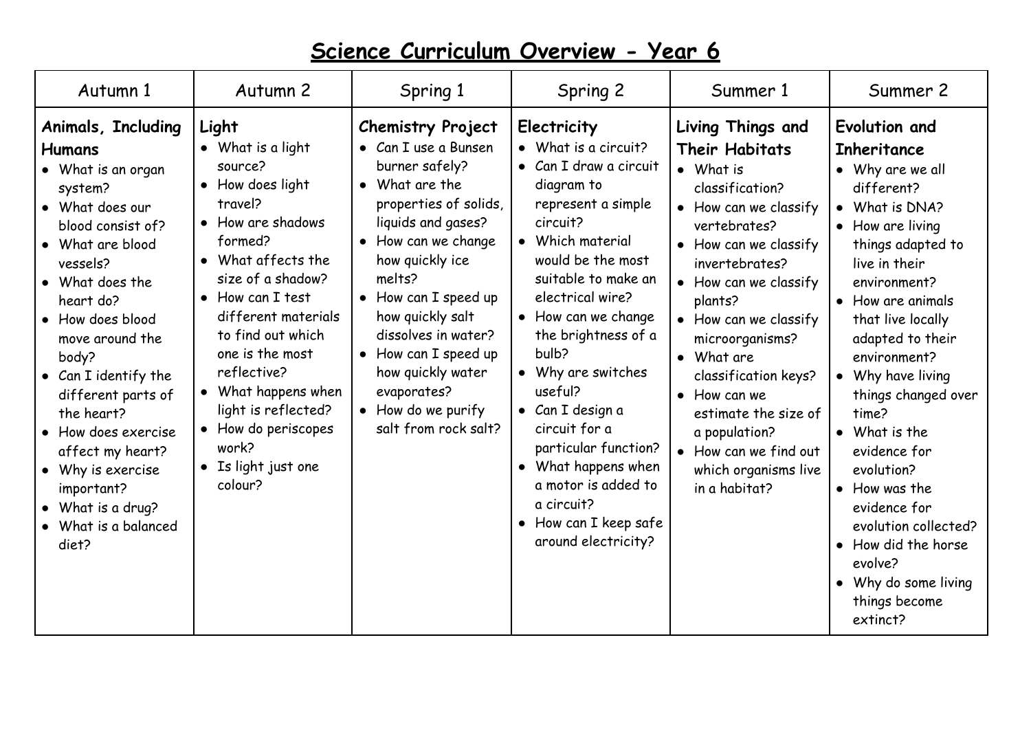# Science Curriculum Overview - Year 6

| Autumn 1 | Autumn 2 | Spring 1 | Spring 2 | Summer 1 | Summer 2 |
|---|---|---|---|---|---|
| **Animals, Including Humans**<br>• What is an organ system?<br>• What does our blood consist of?<br>• What are blood vessels?<br>• What does the heart do?<br>• How does blood move around the body?<br>• Can I identify the different parts of the heart?<br>• How does exercise affect my heart?<br>• Why is exercise important?<br>• What is a drug?<br>• What is a balanced diet? | **Light**<br>• What is a light source?<br>• How does light travel?<br>• How are shadows formed?<br>• What affects the size of a shadow?<br>• How can I test different materials to find out which one is the most reflective?<br>• What happens when light is reflected?<br>• How do periscopes work?<br>• Is light just one colour? | **Chemistry Project**<br>• Can I use a Bunsen burner safely?<br>• What are the properties of solids, liquids and gases?<br>• How can we change how quickly ice melts?<br>• How can I speed up how quickly salt dissolves in water?<br>• How can I speed up how quickly water evaporates?<br>• How do we purify salt from rock salt? | **Electricity**<br>• What is a circuit?<br>• Can I draw a circuit diagram to represent a simple circuit?<br>• Which material would be the most suitable to make an electrical wire?<br>• How can we change the brightness of a bulb?<br>• Why are switches useful?<br>• Can I design a circuit for a particular function?<br>• What happens when a motor is added to a circuit?<br>• How can I keep safe around electricity? | **Living Things and Their Habitats**<br>• What is classification?<br>• How can we classify vertebrates?<br>• How can we classify invertebrates?<br>• How can we classify plants?<br>• How can we classify microorganisms?<br>• What are classification keys?<br>• How can we estimate the size of a population?<br>• How can we find out which organisms live in a habitat? | **Evolution and Inheritance**<br>• Why are we all different?<br>• What is DNA?<br>• How are living things adapted to live in their environment?<br>• How are animals that live locally adapted to their environment?<br>• Why have living things changed over time?<br>• What is the evidence for evolution?<br>• How was the evidence for evolution collected?<br>• How did the horse evolve?<br>• Why do some living things become extinct? |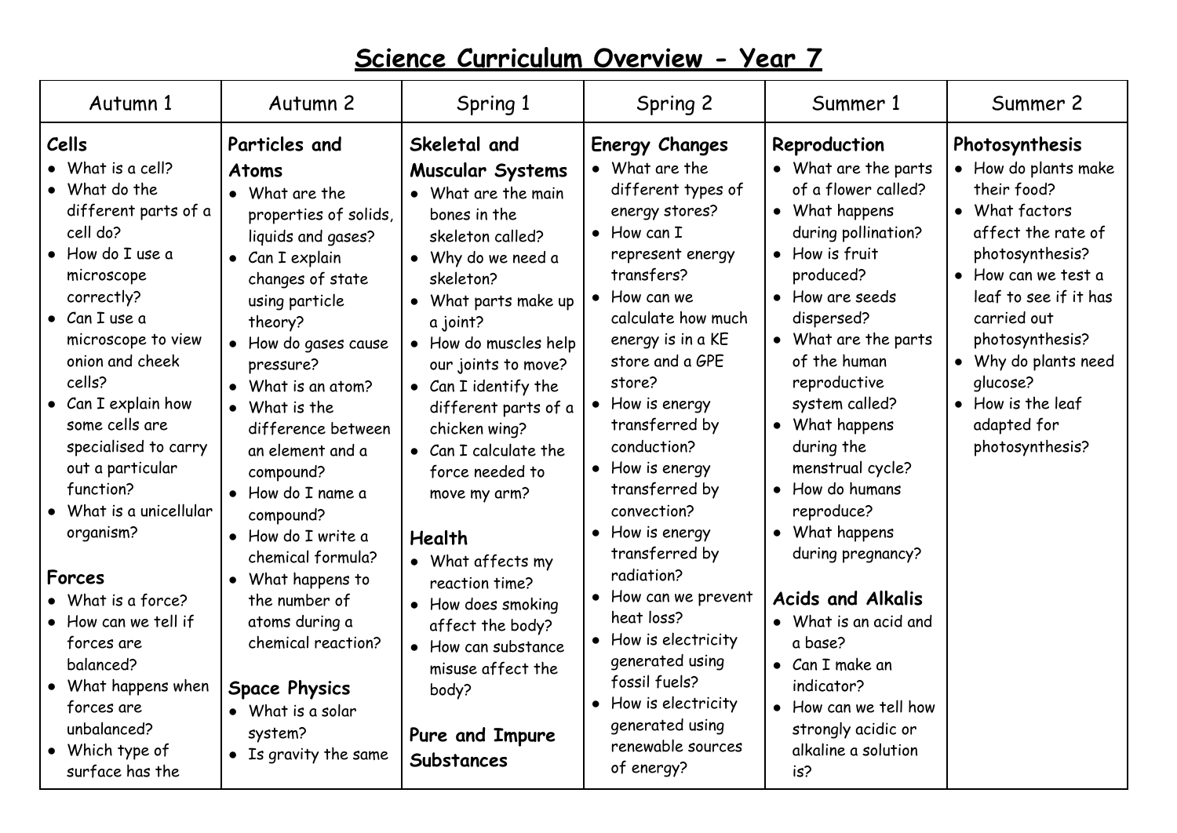# Science Curriculum Overview - Year 7

| Autumn 1 | Autumn 2 | Spring 1 | Spring 2 | Summer 1 | Summer 2 |
|---|---|---|---|---|---|
| **Cells**<br>• What is a cell?<br>• What do the different parts of a cell do?<br>• How do I use a microscope correctly?<br>• Can I use a microscope to view onion and cheek cells?<br>• Can I explain how some cells are specialised to carry out a particular function?<br>• What is a unicellular organism?<br><br>**Forces**<br>• What is a force?<br>• How can we tell if forces are balanced?<br>• What happens when forces are unbalanced?<br>• Which type of surface has the | **Particles and Atoms**<br>• What are the properties of solids, liquids and gases?<br>• Can I explain changes of state using particle theory?<br>• How do gases cause pressure?<br>• What is an atom?<br>• What is the difference between an element and a compound?<br>• How do I name a compound?<br>• How do I write a chemical formula?<br>• What happens to the number of atoms during a chemical reaction?<br><br>**Space Physics**<br>• What is a solar system?<br>• Is gravity the same | **Skeletal and Muscular Systems**<br>• What are the main bones in the skeleton called?<br>• Why do we need a skeleton?<br>• What parts make up a joint?<br>• How do muscles help our joints to move?<br>• Can I identify the different parts of a chicken wing?<br>• Can I calculate the force needed to move my arm?<br><br>**Health**<br>• What affects my reaction time?<br>• How does smoking affect the body?<br>• How can substance misuse affect the body?<br><br>**Pure and Impure Substances** | **Energy Changes**<br>• What are the different types of energy stores?<br>• How can I represent energy transfers?<br>• How can we calculate how much energy is in a KE store and a GPE store?<br>• How is energy transferred by conduction?<br>• How is energy transferred by convection?<br>• How is energy transferred by radiation?<br>• How can we prevent heat loss?<br>• How is electricity generated using fossil fuels?<br>• How is electricity generated using renewable sources of energy? | **Reproduction**<br>• What are the parts of a flower called?<br>• What happens during pollination?<br>• How is fruit produced?<br>• How are seeds dispersed?<br>• What are the parts of the human reproductive system called?<br>• What happens during the menstrual cycle?<br>• How do humans reproduce?<br>• What happens during pregnancy?<br><br>**Acids and Alkalis**<br>• What is an acid and a base?<br>• Can I make an indicator?<br>• How can we tell how strongly acidic or alkaline a solution is? | **Photosynthesis**<br>• How do plants make their food?<br>• What factors affect the rate of photosynthesis?<br>• How can we test a leaf to see if it has carried out photosynthesis?<br>• Why do plants need glucose?<br>• How is the leaf adapted for photosynthesis? |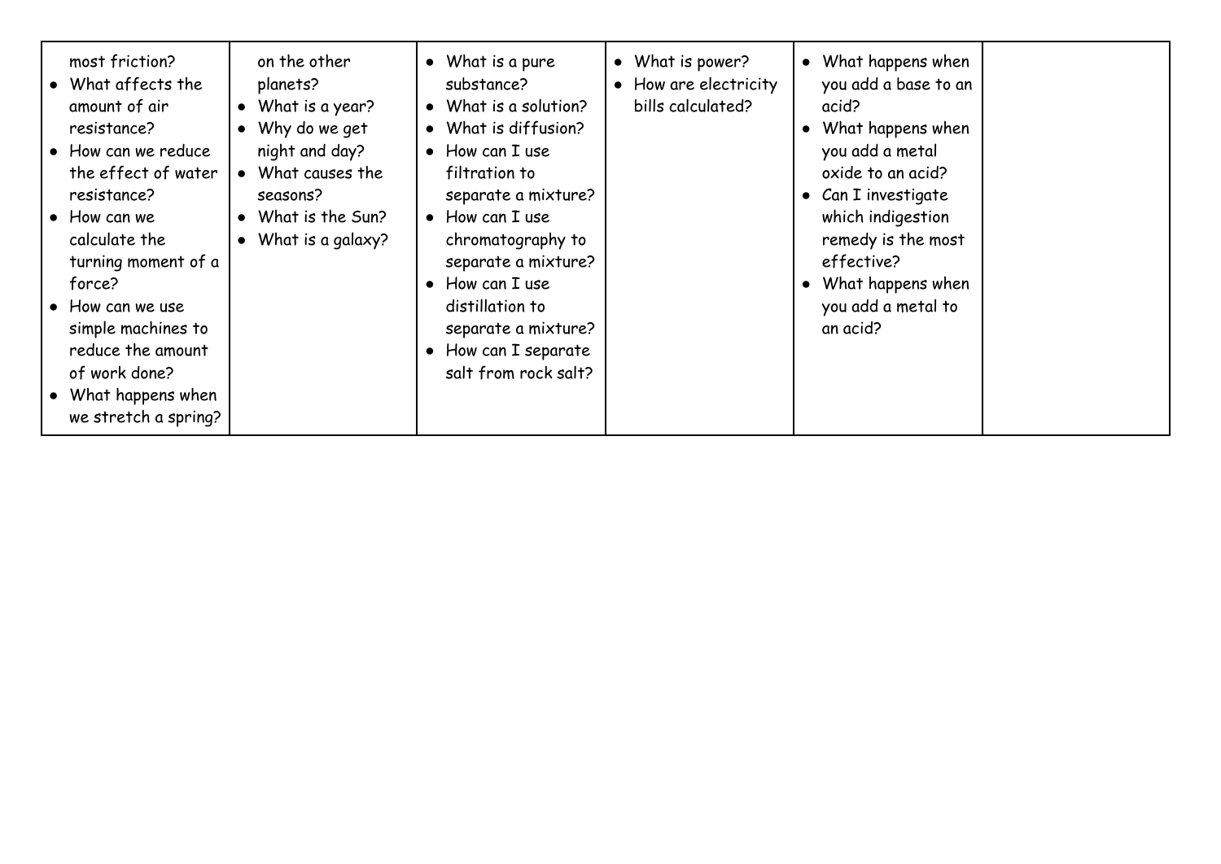| | | | | | |
|---|---|---|---|---|---|
| most friction?<br>• What affects the amount of air resistance?<br>• How can we reduce the effect of water resistance?<br>• How can we calculate the turning moment of a force?<br>• How can we use simple machines to reduce the amount of work done?<br>• What happens when we stretch a spring? | on the other planets?<br>• What is a year?<br>• Why do we get night and day?<br>• What causes the seasons?<br>• What is the Sun?<br>• What is a galaxy? | • What is a pure substance?<br>• What is a solution?<br>• What is diffusion?<br>• How can I use filtration to separate a mixture?<br>• How can I use chromatography to separate a mixture?<br>• How can I use distillation to separate a mixture?<br>• How can I separate salt from rock salt? | • What is power?<br>• How are electricity bills calculated? | • What happens when you add a base to an acid?<br>• What happens when you add a metal oxide to an acid?<br>• Can I investigate which indigestion remedy is the most effective?<br>• What happens when you add a metal to an acid? | |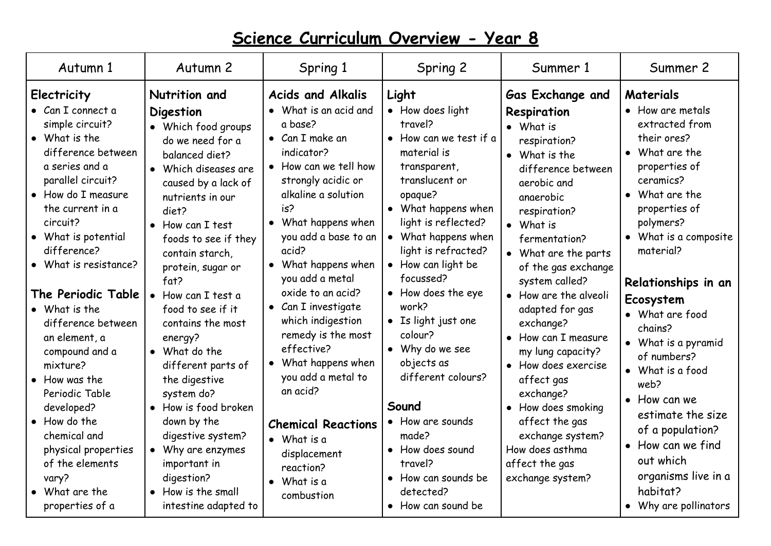# Science Curriculum Overview - Year 8

| Autumn 1 | Autumn 2 | Spring 1 | Spring 2 | Summer 1 | Summer 2 |
|---|---|---|---|---|---|
| **Electricity**<br>• Can I connect a simple circuit?<br>• What is the difference between a series and a parallel circuit?<br>• How do I measure the current in a circuit?<br>• What is potential difference?<br>• What is resistance?<br><br>**The Periodic Table**<br>• What is the difference between an element, a compound and a mixture?<br>• How was the Periodic Table developed?<br>• How do the chemical and physical properties of the elements vary?<br>• What are the properties of a | **Nutrition and Digestion**<br>• Which food groups do we need for a balanced diet?<br>• Which diseases are caused by a lack of nutrients in our diet?<br>• How can I test foods to see if they contain starch, protein, sugar or fat?<br>• How can I test a food to see if it contains the most energy?<br>• What do the different parts of the digestive system do?<br>• How is food broken down by the digestive system?<br>• Why are enzymes important in digestion?<br>• How is the small intestine adapted to | **Acids and Alkalis**<br>• What is an acid and a base?<br>• Can I make an indicator?<br>• How can we tell how strongly acidic or alkaline a solution is?<br>• What happens when you add a base to an acid?<br>• What happens when you add a metal oxide to an acid?<br>• Can I investigate which indigestion remedy is the most effective?<br>• What happens when you add a metal to an acid?<br><br>**Chemical Reactions**<br>• What is a displacement reaction?<br>• What is a combustion | **Light**<br>• How does light travel?<br>• How can we test if a material is transparent, translucent or opaque?<br>• What happens when light is reflected?<br>• What happens when light is refracted?<br>• How can light be focussed?<br>• How does the eye work?<br>• Is light just one colour?<br>• Why do we see objects as different colours?<br><br>**Sound**<br>• How are sounds made?<br>• How does sound travel?<br>• How can sounds be detected?<br>• How can sound be | **Gas Exchange and Respiration**<br>• What is respiration?<br>• What is the difference between aerobic and anaerobic respiration?<br>• What is fermentation?<br>• What are the parts of the gas exchange system called?<br>• How are the alveoli adapted for gas exchange?<br>• How can I measure my lung capacity?<br>• How does exercise affect gas exchange?<br>• How does smoking affect the gas exchange system?<br>How does asthma affect the gas exchange system? | **Materials**<br>• How are metals extracted from their ores?<br>• What are the properties of ceramics?<br>• What are the properties of polymers?<br>• What is a composite material?<br><br>**Relationships in an Ecosystem**<br>• What are food chains?<br>• What is a pyramid of numbers?<br>• What is a food web?<br>• How can we estimate the size of a population?<br>• How can we find out which organisms live in a habitat?<br>• Why are pollinators |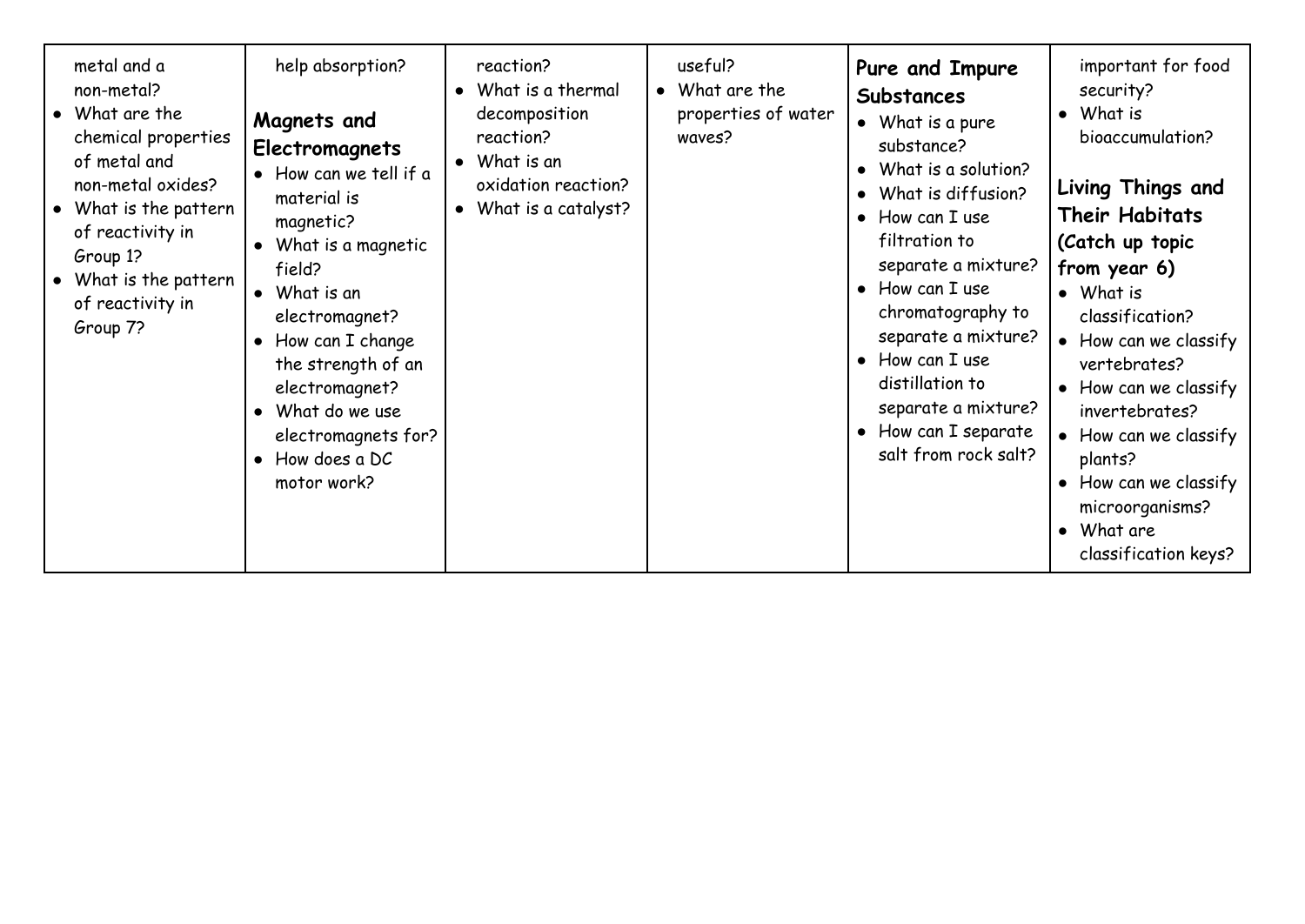| | | | | | |
|---|---|---|---|---|---|
| metal and a non-metal?<br>• What are the chemical properties of metal and non-metal oxides?<br>• What is the pattern of reactivity in Group 1?<br>• What is the pattern of reactivity in Group 7? | help absorption?<br><br>**Magnets and Electromagnets**<br>• How can we tell if a material is magnetic?<br>• What is a magnetic field?<br>• What is an electromagnet?<br>• How can I change the strength of an electromagnet?<br>• What do we use electromagnets for?<br>• How does a DC motor work? | reaction?<br>• What is a thermal decomposition reaction?<br>• What is an oxidation reaction?<br>• What is a catalyst? | useful?<br>• What are the properties of water waves? | **Pure and Impure Substances**<br>• What is a pure substance?<br>• What is a solution?<br>• What is diffusion?<br>• How can I use filtration to separate a mixture?<br>• How can I use chromatography to separate a mixture?<br>• How can I use distillation to separate a mixture?<br>• How can I separate salt from rock salt? | important for food security?<br>• What is bioaccumulation?<br><br>**Living Things and Their Habitats (Catch up topic from year 6)**<br>• What is classification?<br>• How can we classify vertebrates?<br>• How can we classify invertebrates?<br>• How can we classify plants?<br>• How can we classify microorganisms?<br>• What are classification keys? |